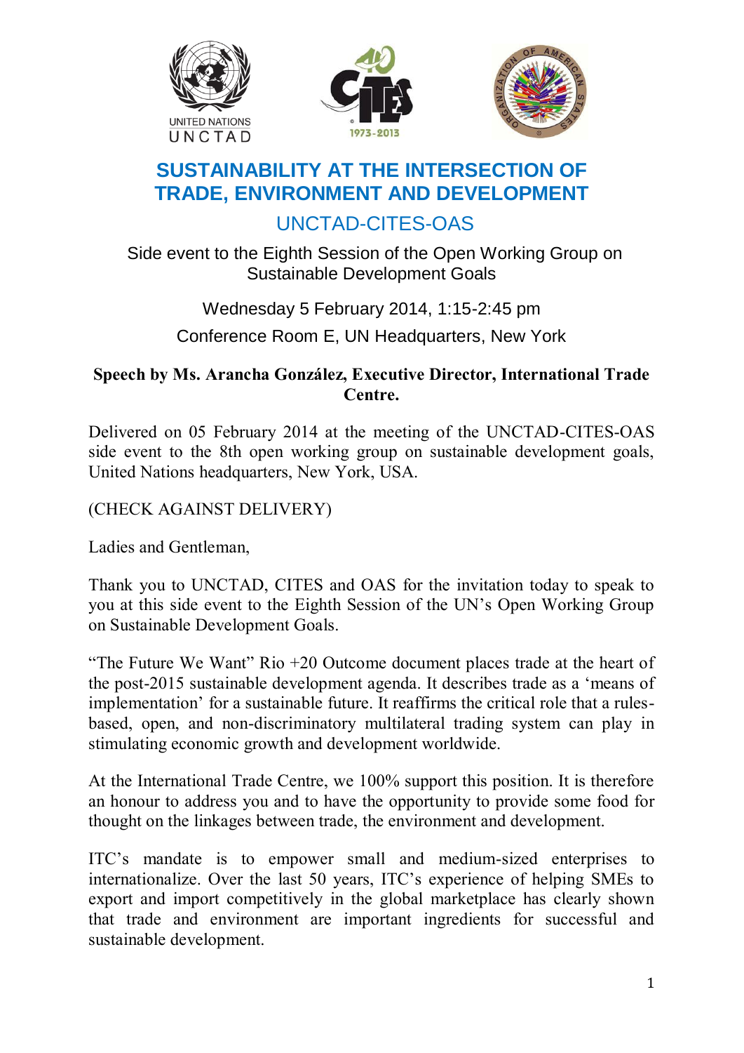UNITED NATIONS
UNCTAD

# SUSTAINABILITY AT THE INTERSECTION OF TRADE, ENVIRONMENT AND DEVELOPMENT

## UNCTAD-CITES-OAS

Side event to the Eighth Session of the Open Working Group on Sustainable Development Goals

Wednesday 5 February 2014, 1:15-2:45 pm

Conference Room E, UN Headquarters, New York

**Speech by Ms. Arancha González, Executive Director, International Trade Centre.**

Delivered on 05 February 2014 at the meeting of the UNCTAD-CITES-OAS side event to the 8th open working group on sustainable development goals, United Nations headquarters, New York, USA.

(CHECK AGAINST DELIVERY)

Ladies and Gentleman,

Thank you to UNCTAD, CITES and OAS for the invitation today to speak to you at this side event to the Eighth Session of the UN's Open Working Group on Sustainable Development Goals.

"The Future We Want" Rio +20 Outcome document places trade at the heart of the post-2015 sustainable development agenda. It describes trade as a 'means of implementation' for a sustainable future. It reaffirms the critical role that a rules-based, open, and non-discriminatory multilateral trading system can play in stimulating economic growth and development worldwide.

At the International Trade Centre, we 100% support this position. It is therefore an honour to address you and to have the opportunity to provide some food for thought on the linkages between trade, the environment and development.

ITC's mandate is to empower small and medium-sized enterprises to internationalize. Over the last 50 years, ITC's experience of helping SMEs to export and import competitively in the global marketplace has clearly shown that trade and environment are important ingredients for successful and sustainable development.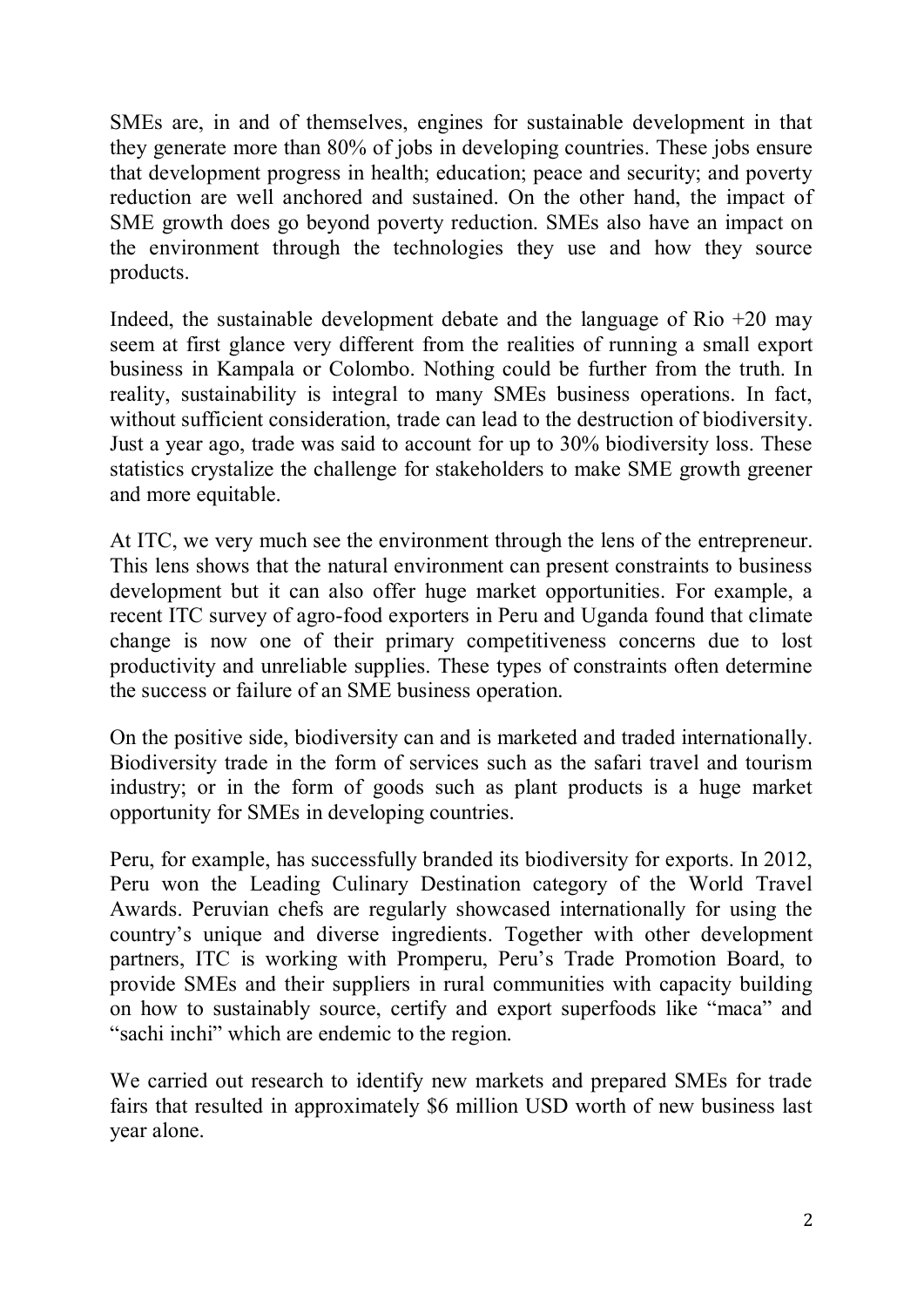SMEs are, in and of themselves, engines for sustainable development in that they generate more than 80% of jobs in developing countries. These jobs ensure that development progress in health; education; peace and security; and poverty reduction are well anchored and sustained. On the other hand, the impact of SME growth does go beyond poverty reduction. SMEs also have an impact on the environment through the technologies they use and how they source products.

Indeed, the sustainable development debate and the language of Rio +20 may seem at first glance very different from the realities of running a small export business in Kampala or Colombo. Nothing could be further from the truth. In reality, sustainability is integral to many SMEs business operations. In fact, without sufficient consideration, trade can lead to the destruction of biodiversity. Just a year ago, trade was said to account for up to 30% biodiversity loss. These statistics crystalize the challenge for stakeholders to make SME growth greener and more equitable.

At ITC, we very much see the environment through the lens of the entrepreneur. This lens shows that the natural environment can present constraints to business development but it can also offer huge market opportunities. For example, a recent ITC survey of agro-food exporters in Peru and Uganda found that climate change is now one of their primary competitiveness concerns due to lost productivity and unreliable supplies. These types of constraints often determine the success or failure of an SME business operation.

On the positive side, biodiversity can and is marketed and traded internationally. Biodiversity trade in the form of services such as the safari travel and tourism industry; or in the form of goods such as plant products is a huge market opportunity for SMEs in developing countries.

Peru, for example, has successfully branded its biodiversity for exports. In 2012, Peru won the Leading Culinary Destination category of the World Travel Awards. Peruvian chefs are regularly showcased internationally for using the country's unique and diverse ingredients. Together with other development partners, ITC is working with Promperu, Peru's Trade Promotion Board, to provide SMEs and their suppliers in rural communities with capacity building on how to sustainably source, certify and export superfoods like "maca" and "sachi inchi" which are endemic to the region.

We carried out research to identify new markets and prepared SMEs for trade fairs that resulted in approximately $6 million USD worth of new business last year alone.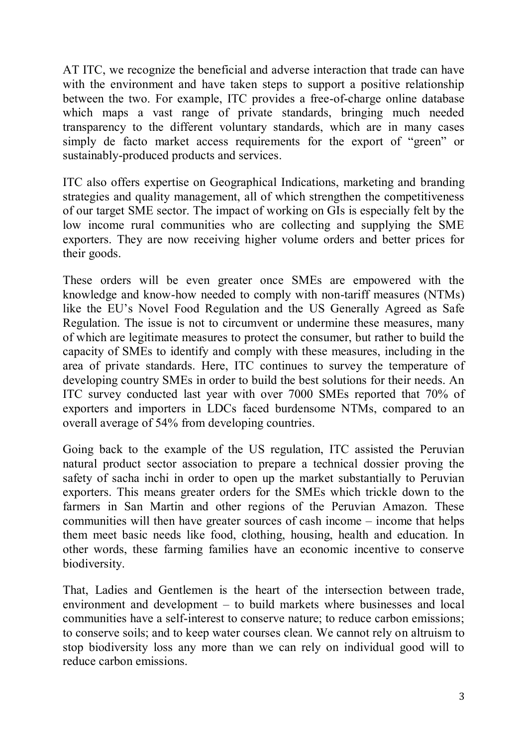AT ITC, we recognize the beneficial and adverse interaction that trade can have with the environment and have taken steps to support a positive relationship between the two. For example, ITC provides a free-of-charge online database which maps a vast range of private standards, bringing much needed transparency to the different voluntary standards, which are in many cases simply de facto market access requirements for the export of "green" or sustainably-produced products and services.

ITC also offers expertise on Geographical Indications, marketing and branding strategies and quality management, all of which strengthen the competitiveness of our target SME sector. The impact of working on GIs is especially felt by the low income rural communities who are collecting and supplying the SME exporters. They are now receiving higher volume orders and better prices for their goods.

These orders will be even greater once SMEs are empowered with the knowledge and know-how needed to comply with non-tariff measures (NTMs) like the EU's Novel Food Regulation and the US Generally Agreed as Safe Regulation. The issue is not to circumvent or undermine these measures, many of which are legitimate measures to protect the consumer, but rather to build the capacity of SMEs to identify and comply with these measures, including in the area of private standards. Here, ITC continues to survey the temperature of developing country SMEs in order to build the best solutions for their needs. An ITC survey conducted last year with over 7000 SMEs reported that 70% of exporters and importers in LDCs faced burdensome NTMs, compared to an overall average of 54% from developing countries.

Going back to the example of the US regulation, ITC assisted the Peruvian natural product sector association to prepare a technical dossier proving the safety of sacha inchi in order to open up the market substantially to Peruvian exporters. This means greater orders for the SMEs which trickle down to the farmers in San Martin and other regions of the Peruvian Amazon. These communities will then have greater sources of cash income – income that helps them meet basic needs like food, clothing, housing, health and education. In other words, these farming families have an economic incentive to conserve biodiversity.

That, Ladies and Gentlemen is the heart of the intersection between trade, environment and development – to build markets where businesses and local communities have a self-interest to conserve nature; to reduce carbon emissions; to conserve soils; and to keep water courses clean. We cannot rely on altruism to stop biodiversity loss any more than we can rely on individual good will to reduce carbon emissions.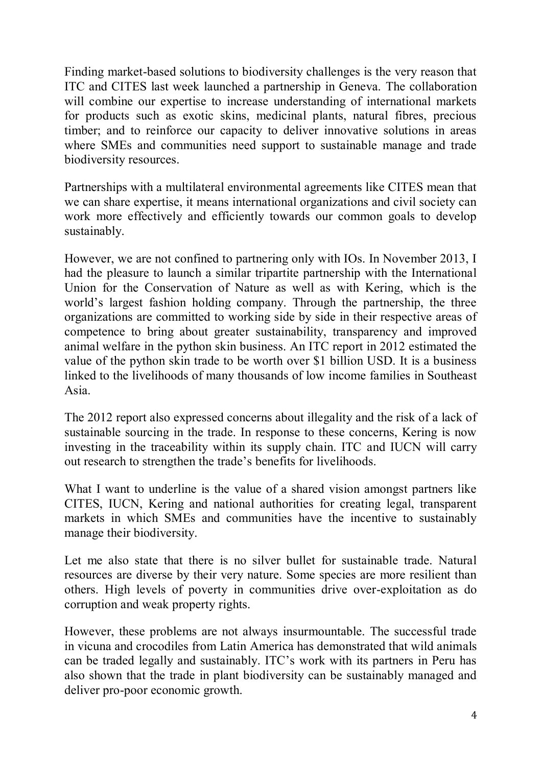Finding market-based solutions to biodiversity challenges is the very reason that ITC and CITES last week launched a partnership in Geneva. The collaboration will combine our expertise to increase understanding of international markets for products such as exotic skins, medicinal plants, natural fibres, precious timber; and to reinforce our capacity to deliver innovative solutions in areas where SMEs and communities need support to sustainable manage and trade biodiversity resources.

Partnerships with a multilateral environmental agreements like CITES mean that we can share expertise, it means international organizations and civil society can work more effectively and efficiently towards our common goals to develop sustainably.

However, we are not confined to partnering only with IOs. In November 2013, I had the pleasure to launch a similar tripartite partnership with the International Union for the Conservation of Nature as well as with Kering, which is the world's largest fashion holding company. Through the partnership, the three organizations are committed to working side by side in their respective areas of competence to bring about greater sustainability, transparency and improved animal welfare in the python skin business. An ITC report in 2012 estimated the value of the python skin trade to be worth over $1 billion USD. It is a business linked to the livelihoods of many thousands of low income families in Southeast Asia.

The 2012 report also expressed concerns about illegality and the risk of a lack of sustainable sourcing in the trade. In response to these concerns, Kering is now investing in the traceability within its supply chain. ITC and IUCN will carry out research to strengthen the trade's benefits for livelihoods.

What I want to underline is the value of a shared vision amongst partners like CITES, IUCN, Kering and national authorities for creating legal, transparent markets in which SMEs and communities have the incentive to sustainably manage their biodiversity.

Let me also state that there is no silver bullet for sustainable trade. Natural resources are diverse by their very nature. Some species are more resilient than others. High levels of poverty in communities drive over-exploitation as do corruption and weak property rights.

However, these problems are not always insurmountable. The successful trade in vicuna and crocodiles from Latin America has demonstrated that wild animals can be traded legally and sustainably. ITC's work with its partners in Peru has also shown that the trade in plant biodiversity can be sustainably managed and deliver pro-poor economic growth.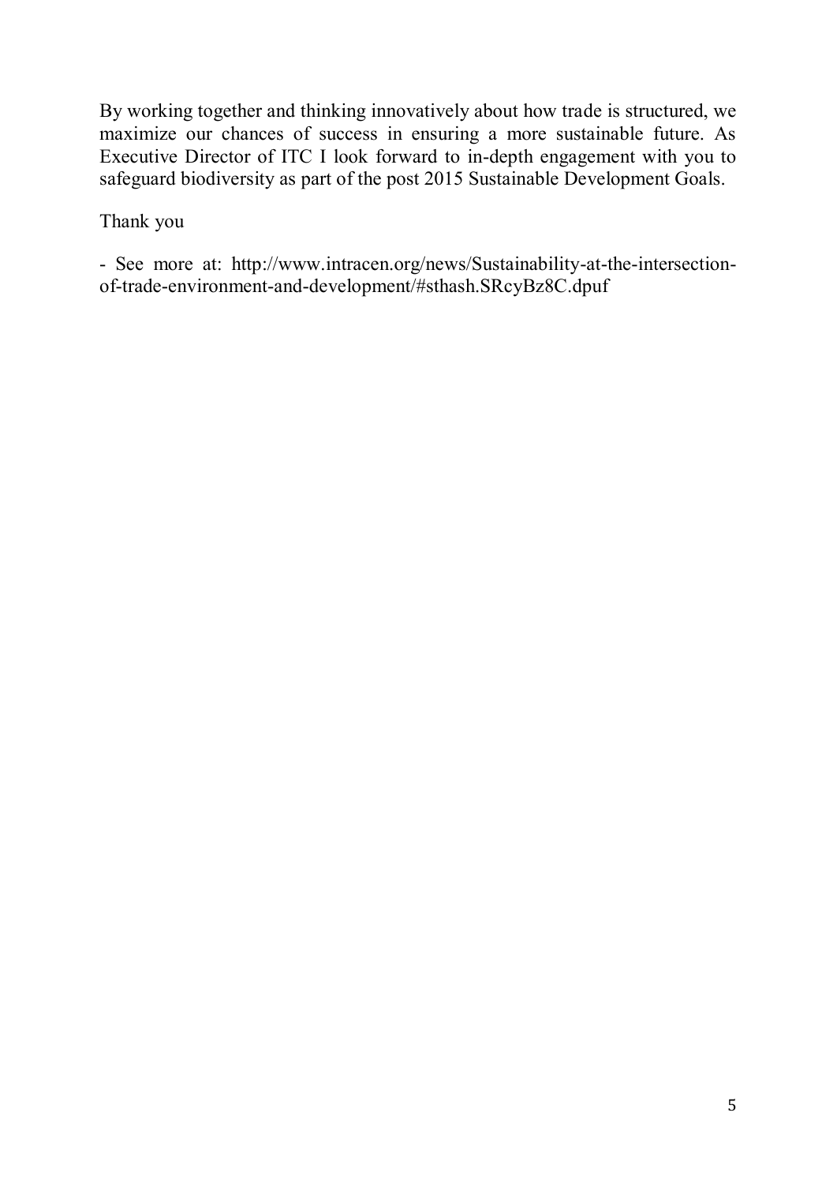By working together and thinking innovatively about how trade is structured, we maximize our chances of success in ensuring a more sustainable future. As Executive Director of ITC I look forward to in-depth engagement with you to safeguard biodiversity as part of the post 2015 Sustainable Development Goals.

Thank you

- See more at: http://www.intracen.org/news/Sustainability-at-the-intersection-of-trade-environment-and-development/#sthash.SRcyBz8C.dpuf